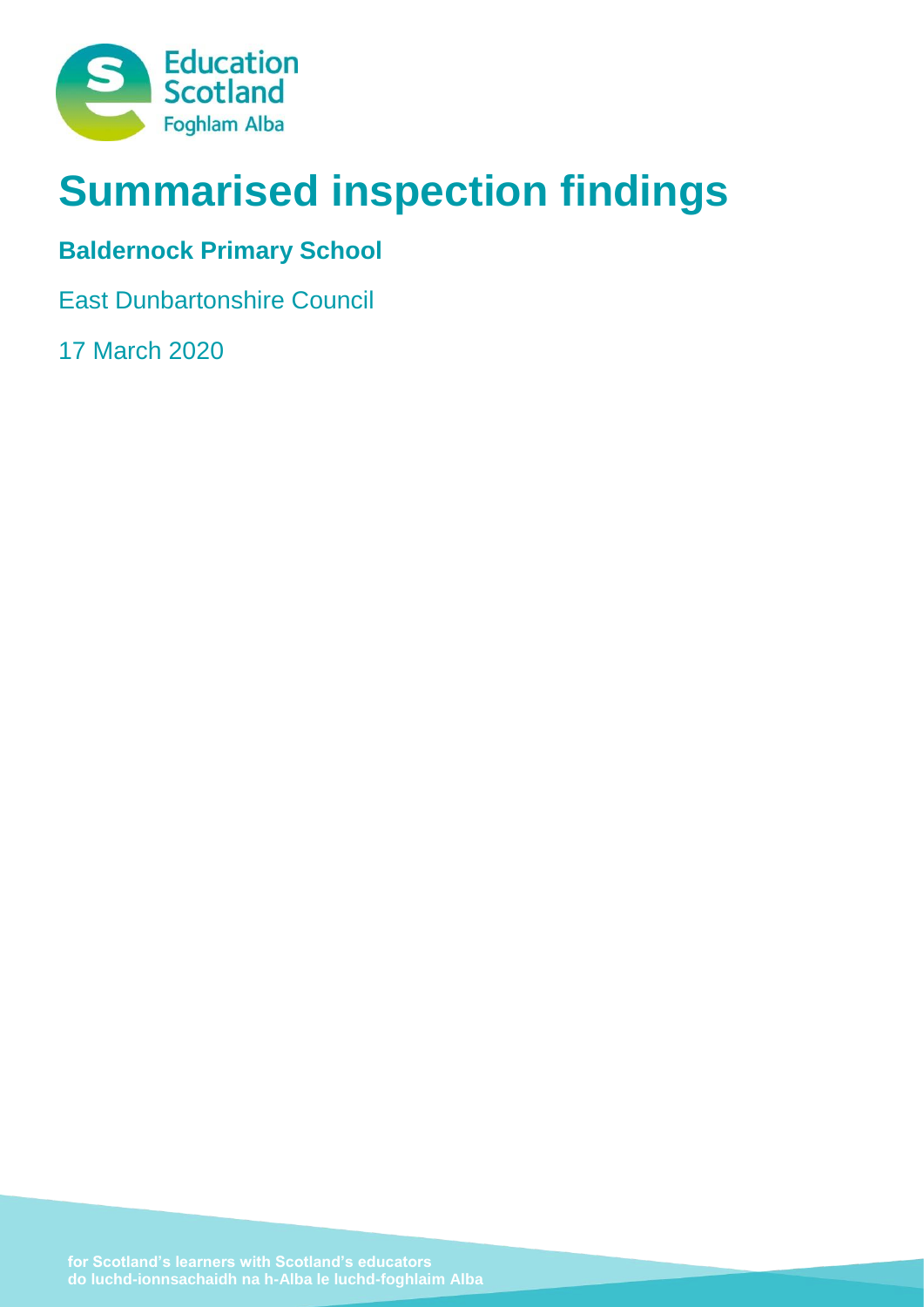# Summarised inspection findings

**Baldernock Primary School**

East Dunbartonshire Council

17 March 2020

for Scotland's learners with Scotland's educators
do luchd-ionnsachaidh na h-Alba le luchd-foghlaim Alba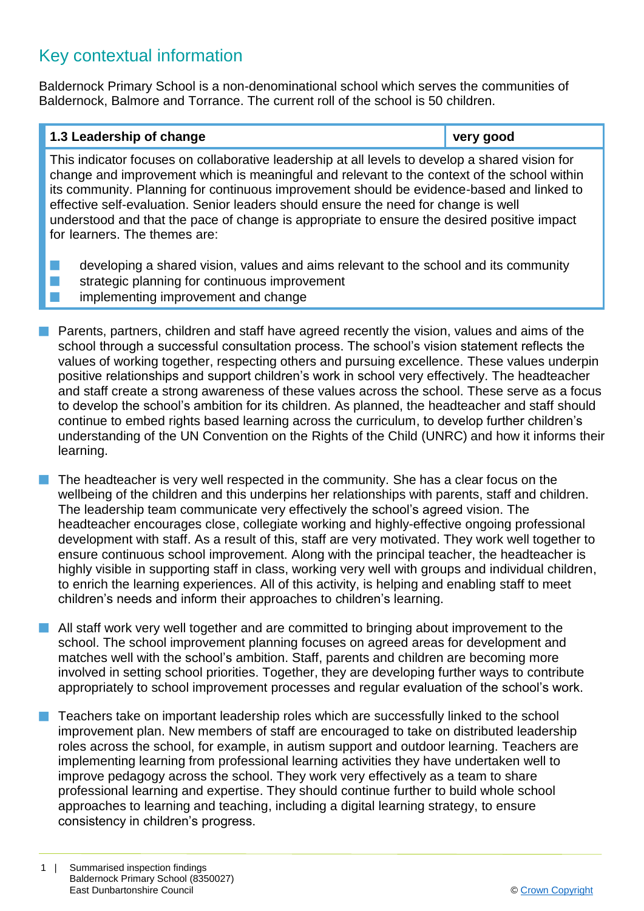## Key contextual information

Baldernock Primary School is a non-denominational school which serves the communities of Baldernock, Balmore and Torrance. The current roll of the school is 50 children.

| 1.3 Leadership of change | very good |
|---|---|

This indicator focuses on collaborative leadership at all levels to develop a shared vision for change and improvement which is meaningful and relevant to the context of the school within its community. Planning for continuous improvement should be evidence-based and linked to effective self-evaluation. Senior leaders should ensure the need for change is well understood and that the pace of change is appropriate to ensure the desired positive impact for learners. The themes are:

- developing a shared vision, values and aims relevant to the school and its community
- strategic planning for continuous improvement
- implementing improvement and change

- Parents, partners, children and staff have agreed recently the vision, values and aims of the school through a successful consultation process. The school's vision statement reflects the values of working together, respecting others and pursuing excellence. These values underpin positive relationships and support children's work in school very effectively. The headteacher and staff create a strong awareness of these values across the school. These serve as a focus to develop the school's ambition for its children. As planned, the headteacher and staff should continue to embed rights based learning across the curriculum, to develop further children's understanding of the UN Convention on the Rights of the Child (UNRC) and how it informs their learning.

- The headteacher is very well respected in the community. She has a clear focus on the wellbeing of the children and this underpins her relationships with parents, staff and children. The leadership team communicate very effectively the school's agreed vision. The headteacher encourages close, collegiate working and highly-effective ongoing professional development with staff. As a result of this, staff are very motivated. They work well together to ensure continuous school improvement. Along with the principal teacher, the headteacher is highly visible in supporting staff in class, working very well with groups and individual children, to enrich the learning experiences. All of this activity, is helping and enabling staff to meet children's needs and inform their approaches to children's learning.

- All staff work very well together and are committed to bringing about improvement to the school. The school improvement planning focuses on agreed areas for development and matches well with the school's ambition. Staff, parents and children are becoming more involved in setting school priorities. Together, they are developing further ways to contribute appropriately to school improvement processes and regular evaluation of the school's work.

- Teachers take on important leadership roles which are successfully linked to the school improvement plan. New members of staff are encouraged to take on distributed leadership roles across the school, for example, in autism support and outdoor learning. Teachers are implementing learning from professional learning activities they have undertaken well to improve pedagogy across the school. They work very effectively as a team to share professional learning and expertise. They should continue further to build whole school approaches to learning and teaching, including a digital learning strategy, to ensure consistency in children's progress.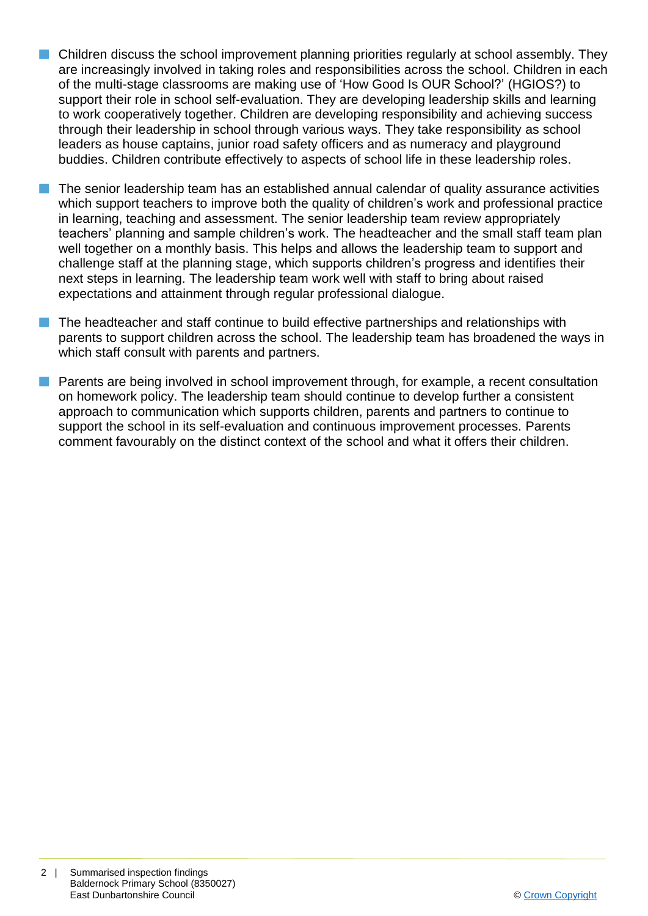- Children discuss the school improvement planning priorities regularly at school assembly. They are increasingly involved in taking roles and responsibilities across the school. Children in each of the multi-stage classrooms are making use of 'How Good Is OUR School?' (HGIOS?) to support their role in school self-evaluation. They are developing leadership skills and learning to work cooperatively together. Children are developing responsibility and achieving success through their leadership in school through various ways. They take responsibility as school leaders as house captains, junior road safety officers and as numeracy and playground buddies. Children contribute effectively to aspects of school life in these leadership roles.

- The senior leadership team has an established annual calendar of quality assurance activities which support teachers to improve both the quality of children's work and professional practice in learning, teaching and assessment. The senior leadership team review appropriately teachers' planning and sample children's work. The headteacher and the small staff team plan well together on a monthly basis. This helps and allows the leadership team to support and challenge staff at the planning stage, which supports children's progress and identifies their next steps in learning. The leadership team work well with staff to bring about raised expectations and attainment through regular professional dialogue.

- The headteacher and staff continue to build effective partnerships and relationships with parents to support children across the school. The leadership team has broadened the ways in which staff consult with parents and partners.

- Parents are being involved in school improvement through, for example, a recent consultation on homework policy. The leadership team should continue to develop further a consistent approach to communication which supports children, parents and partners to continue to support the school in its self-evaluation and continuous improvement processes. Parents comment favourably on the distinct context of the school and what it offers their children.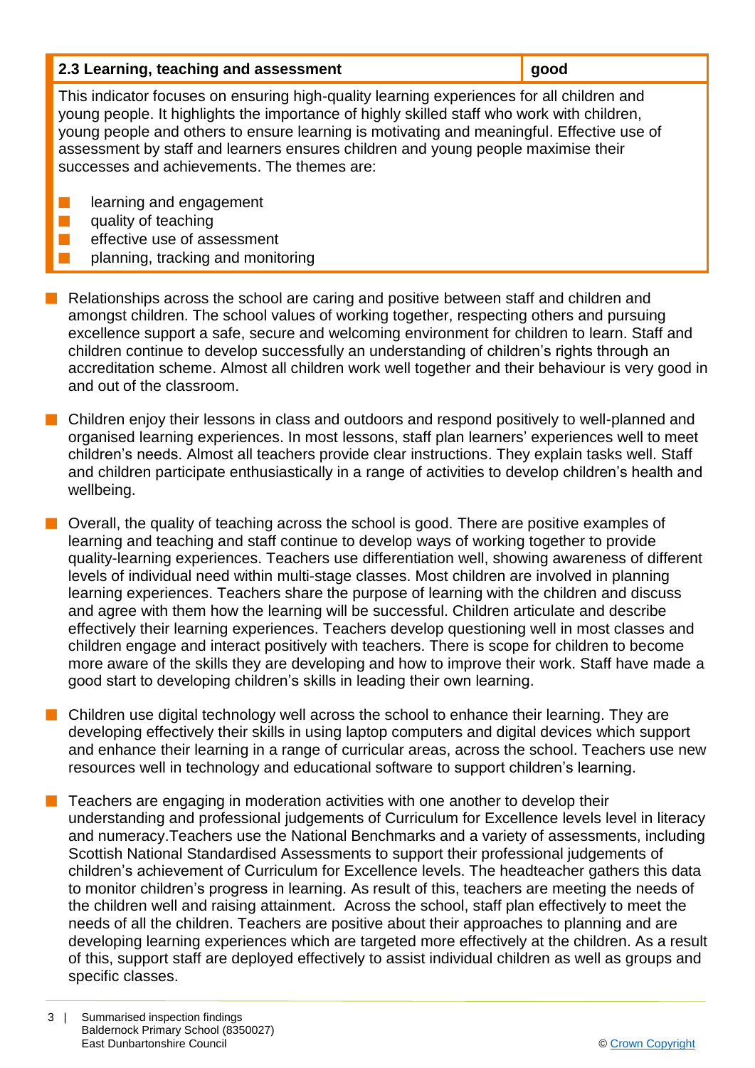| 2.3 Learning, teaching and assessment | good |
|---|---|

This indicator focuses on ensuring high-quality learning experiences for all children and young people. It highlights the importance of highly skilled staff who work with children, young people and others to ensure learning is motivating and meaningful. Effective use of assessment by staff and learners ensures children and young people maximise their successes and achievements. The themes are:

- learning and engagement
- quality of teaching
- effective use of assessment
- planning, tracking and monitoring

- Relationships across the school are caring and positive between staff and children and amongst children. The school values of working together, respecting others and pursuing excellence support a safe, secure and welcoming environment for children to learn. Staff and children continue to develop successfully an understanding of children's rights through an accreditation scheme. Almost all children work well together and their behaviour is very good in and out of the classroom.

- Children enjoy their lessons in class and outdoors and respond positively to well-planned and organised learning experiences. In most lessons, staff plan learners' experiences well to meet children's needs. Almost all teachers provide clear instructions. They explain tasks well. Staff and children participate enthusiastically in a range of activities to develop children's health and wellbeing.

- Overall, the quality of teaching across the school is good. There are positive examples of learning and teaching and staff continue to develop ways of working together to provide quality-learning experiences. Teachers use differentiation well, showing awareness of different levels of individual need within multi-stage classes. Most children are involved in planning learning experiences. Teachers share the purpose of learning with the children and discuss and agree with them how the learning will be successful. Children articulate and describe effectively their learning experiences. Teachers develop questioning well in most classes and children engage and interact positively with teachers. There is scope for children to become more aware of the skills they are developing and how to improve their work. Staff have made a good start to developing children's skills in leading their own learning.

- Children use digital technology well across the school to enhance their learning. They are developing effectively their skills in using laptop computers and digital devices which support and enhance their learning in a range of curricular areas, across the school. Teachers use new resources well in technology and educational software to support children's learning.

- Teachers are engaging in moderation activities with one another to develop their understanding and professional judgements of Curriculum for Excellence levels level in literacy and numeracy.Teachers use the National Benchmarks and a variety of assessments, including Scottish National Standardised Assessments to support their professional judgements of children's achievement of Curriculum for Excellence levels. The headteacher gathers this data to monitor children's progress in learning. As result of this, teachers are meeting the needs of the children well and raising attainment. Across the school, staff plan effectively to meet the needs of all the children. Teachers are positive about their approaches to planning and are developing learning experiences which are targeted more effectively at the children. As a result of this, support staff are deployed effectively to assist individual children as well as groups and specific classes.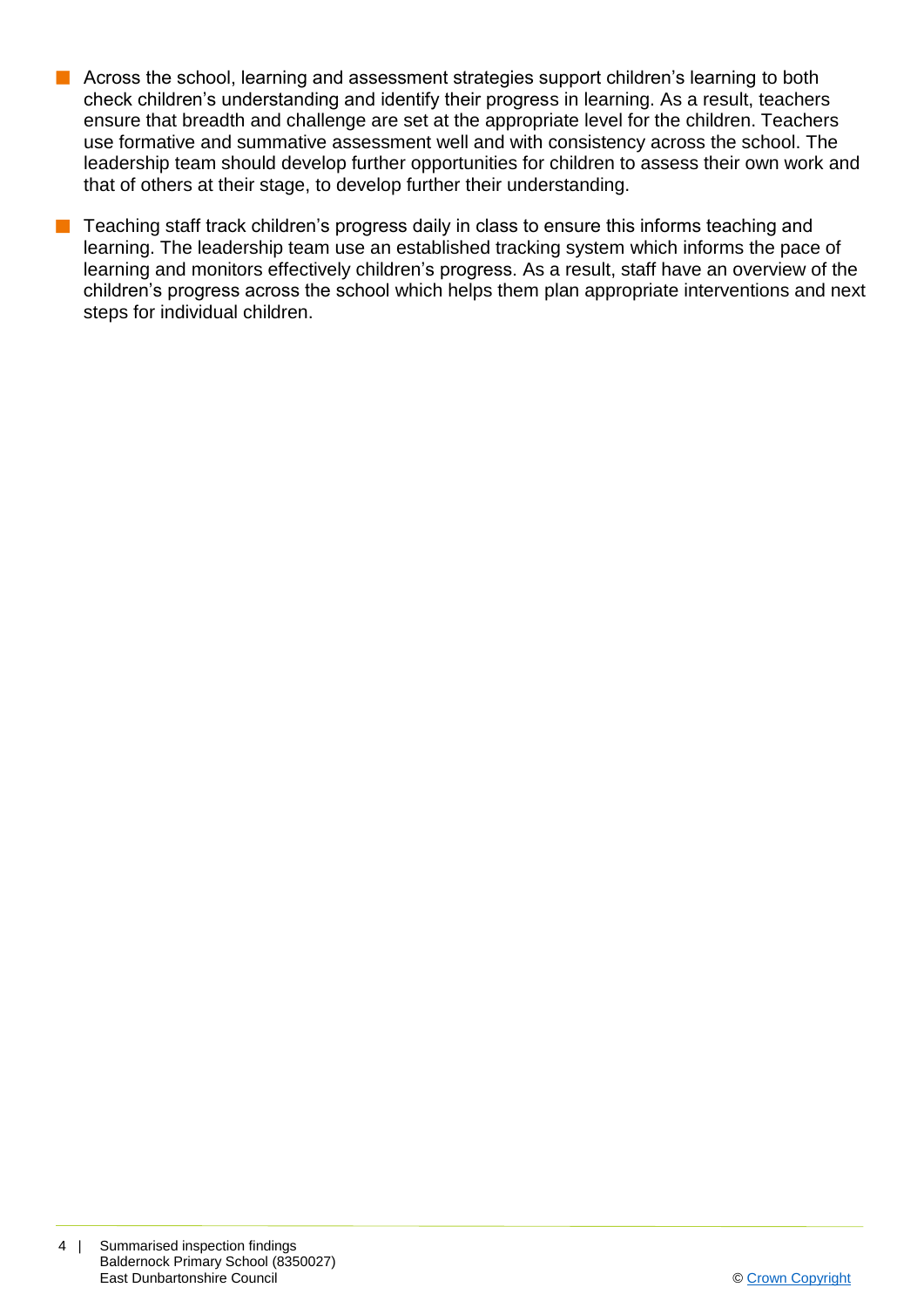- Across the school, learning and assessment strategies support children's learning to both check children's understanding and identify their progress in learning. As a result, teachers ensure that breadth and challenge are set at the appropriate level for the children. Teachers use formative and summative assessment well and with consistency across the school. The leadership team should develop further opportunities for children to assess their own work and that of others at their stage, to develop further their understanding.

- Teaching staff track children's progress daily in class to ensure this informs teaching and learning. The leadership team use an established tracking system which informs the pace of learning and monitors effectively children's progress. As a result, staff have an overview of the children's progress across the school which helps them plan appropriate interventions and next steps for individual children.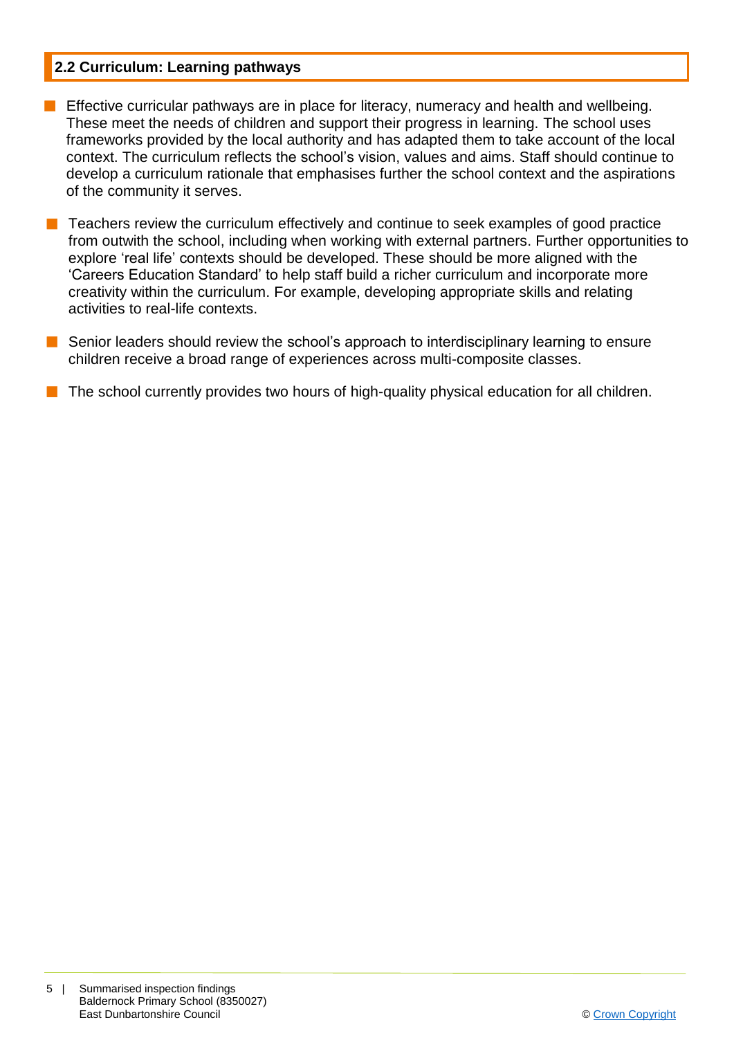## 2.2 Curriculum: Learning pathways

- Effective curricular pathways are in place for literacy, numeracy and health and wellbeing. These meet the needs of children and support their progress in learning. The school uses frameworks provided by the local authority and has adapted them to take account of the local context. The curriculum reflects the school's vision, values and aims. Staff should continue to develop a curriculum rationale that emphasises further the school context and the aspirations of the community it serves.

- Teachers review the curriculum effectively and continue to seek examples of good practice from outwith the school, including when working with external partners. Further opportunities to explore 'real life' contexts should be developed. These should be more aligned with the 'Careers Education Standard' to help staff build a richer curriculum and incorporate more creativity within the curriculum. For example, developing appropriate skills and relating activities to real-life contexts.

- Senior leaders should review the school's approach to interdisciplinary learning to ensure children receive a broad range of experiences across multi-composite classes.

- The school currently provides two hours of high-quality physical education for all children.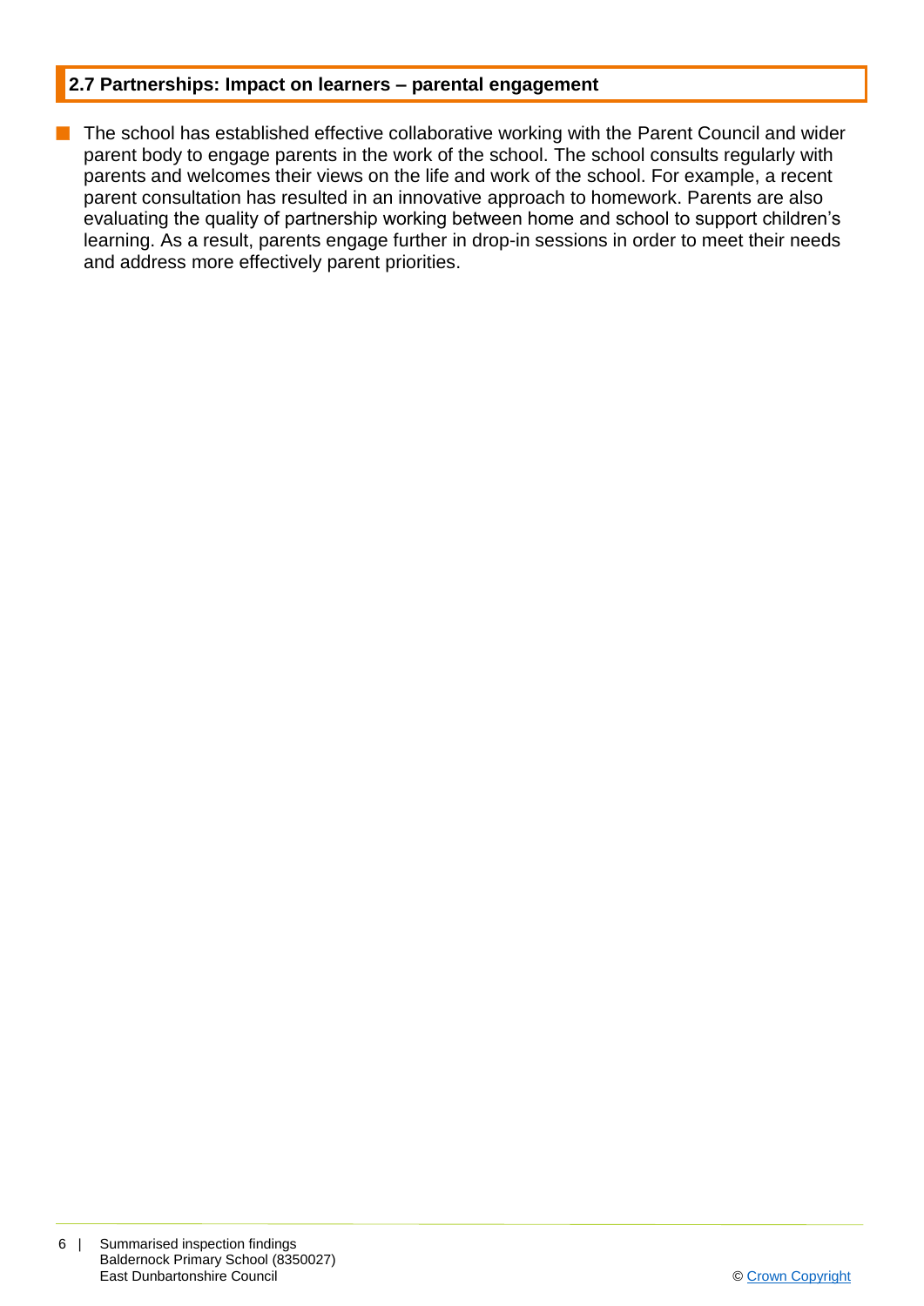## 2.7 Partnerships: Impact on learners – parental engagement

- The school has established effective collaborative working with the Parent Council and wider parent body to engage parents in the work of the school. The school consults regularly with parents and welcomes their views on the life and work of the school. For example, a recent parent consultation has resulted in an innovative approach to homework. Parents are also evaluating the quality of partnership working between home and school to support children's learning. As a result, parents engage further in drop-in sessions in order to meet their needs and address more effectively parent priorities.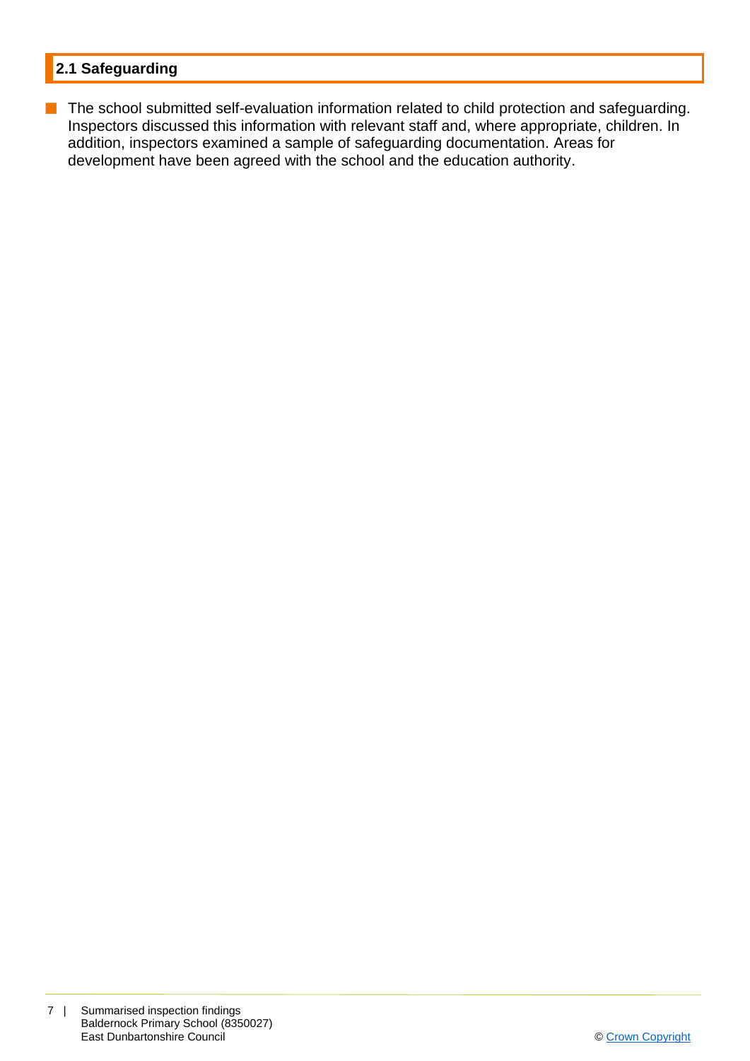## 2.1 Safeguarding

- The school submitted self-evaluation information related to child protection and safeguarding. Inspectors discussed this information with relevant staff and, where appropriate, children. In addition, inspectors examined a sample of safeguarding documentation. Areas for development have been agreed with the school and the education authority.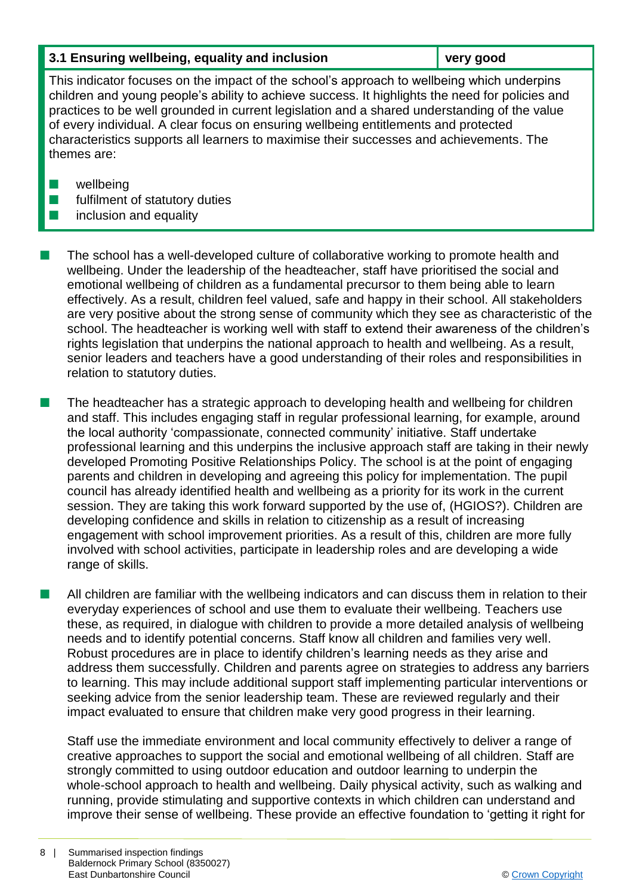| 3.1 Ensuring wellbeing, equality and inclusion | very good |
|---|---|

This indicator focuses on the impact of the school's approach to wellbeing which underpins children and young people's ability to achieve success. It highlights the need for policies and practices to be well grounded in current legislation and a shared understanding of the value of every individual. A clear focus on ensuring wellbeing entitlements and protected characteristics supports all learners to maximise their successes and achievements. The themes are:

- wellbeing
- fulfilment of statutory duties
- inclusion and equality

- The school has a well-developed culture of collaborative working to promote health and wellbeing. Under the leadership of the headteacher, staff have prioritised the social and emotional wellbeing of children as a fundamental precursor to them being able to learn effectively. As a result, children feel valued, safe and happy in their school. All stakeholders are very positive about the strong sense of community which they see as characteristic of the school. The headteacher is working well with staff to extend their awareness of the children's rights legislation that underpins the national approach to health and wellbeing. As a result, senior leaders and teachers have a good understanding of their roles and responsibilities in relation to statutory duties.

- The headteacher has a strategic approach to developing health and wellbeing for children and staff. This includes engaging staff in regular professional learning, for example, around the local authority 'compassionate, connected community' initiative. Staff undertake professional learning and this underpins the inclusive approach staff are taking in their newly developed Promoting Positive Relationships Policy. The school is at the point of engaging parents and children in developing and agreeing this policy for implementation. The pupil council has already identified health and wellbeing as a priority for its work in the current session. They are taking this work forward supported by the use of, (HGIOS?). Children are developing confidence and skills in relation to citizenship as a result of increasing engagement with school improvement priorities. As a result of this, children are more fully involved with school activities, participate in leadership roles and are developing a wide range of skills.

- All children are familiar with the wellbeing indicators and can discuss them in relation to their everyday experiences of school and use them to evaluate their wellbeing. Teachers use these, as required, in dialogue with children to provide a more detailed analysis of wellbeing needs and to identify potential concerns. Staff know all children and families very well. Robust procedures are in place to identify children's learning needs as they arise and address them successfully. Children and parents agree on strategies to address any barriers to learning. This may include additional support staff implementing particular interventions or seeking advice from the senior leadership team. These are reviewed regularly and their impact evaluated to ensure that children make very good progress in their learning.

  Staff use the immediate environment and local community effectively to deliver a range of creative approaches to support the social and emotional wellbeing of all children. Staff are strongly committed to using outdoor education and outdoor learning to underpin the whole-school approach to health and wellbeing. Daily physical activity, such as walking and running, provide stimulating and supportive contexts in which children can understand and improve their sense of wellbeing. These provide an effective foundation to 'getting it right for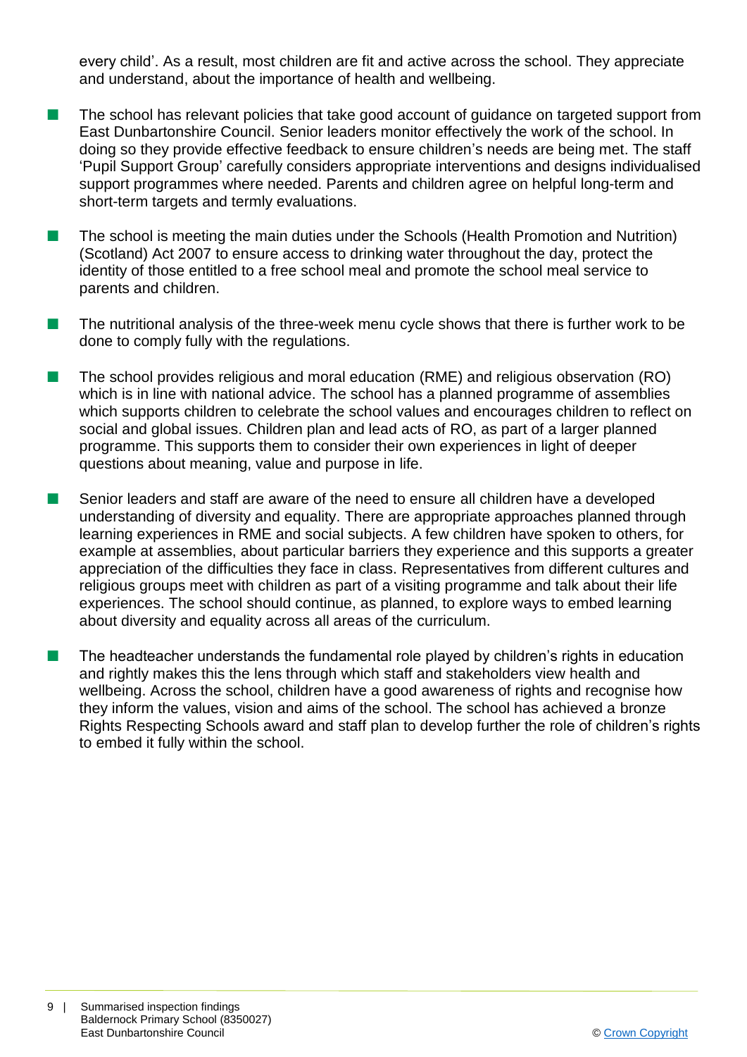every child'. As a result, most children are fit and active across the school. They appreciate and understand, about the importance of health and wellbeing.

- The school has relevant policies that take good account of guidance on targeted support from East Dunbartonshire Council. Senior leaders monitor effectively the work of the school. In doing so they provide effective feedback to ensure children's needs are being met. The staff 'Pupil Support Group' carefully considers appropriate interventions and designs individualised support programmes where needed. Parents and children agree on helpful long-term and short-term targets and termly evaluations.

- The school is meeting the main duties under the Schools (Health Promotion and Nutrition) (Scotland) Act 2007 to ensure access to drinking water throughout the day, protect the identity of those entitled to a free school meal and promote the school meal service to parents and children.

- The nutritional analysis of the three-week menu cycle shows that there is further work to be done to comply fully with the regulations.

- The school provides religious and moral education (RME) and religious observation (RO) which is in line with national advice. The school has a planned programme of assemblies which supports children to celebrate the school values and encourages children to reflect on social and global issues. Children plan and lead acts of RO, as part of a larger planned programme. This supports them to consider their own experiences in light of deeper questions about meaning, value and purpose in life.

- Senior leaders and staff are aware of the need to ensure all children have a developed understanding of diversity and equality. There are appropriate approaches planned through learning experiences in RME and social subjects. A few children have spoken to others, for example at assemblies, about particular barriers they experience and this supports a greater appreciation of the difficulties they face in class. Representatives from different cultures and religious groups meet with children as part of a visiting programme and talk about their life experiences. The school should continue, as planned, to explore ways to embed learning about diversity and equality across all areas of the curriculum.

- The headteacher understands the fundamental role played by children's rights in education and rightly makes this the lens through which staff and stakeholders view health and wellbeing. Across the school, children have a good awareness of rights and recognise how they inform the values, vision and aims of the school. The school has achieved a bronze Rights Respecting Schools award and staff plan to develop further the role of children's rights to embed it fully within the school.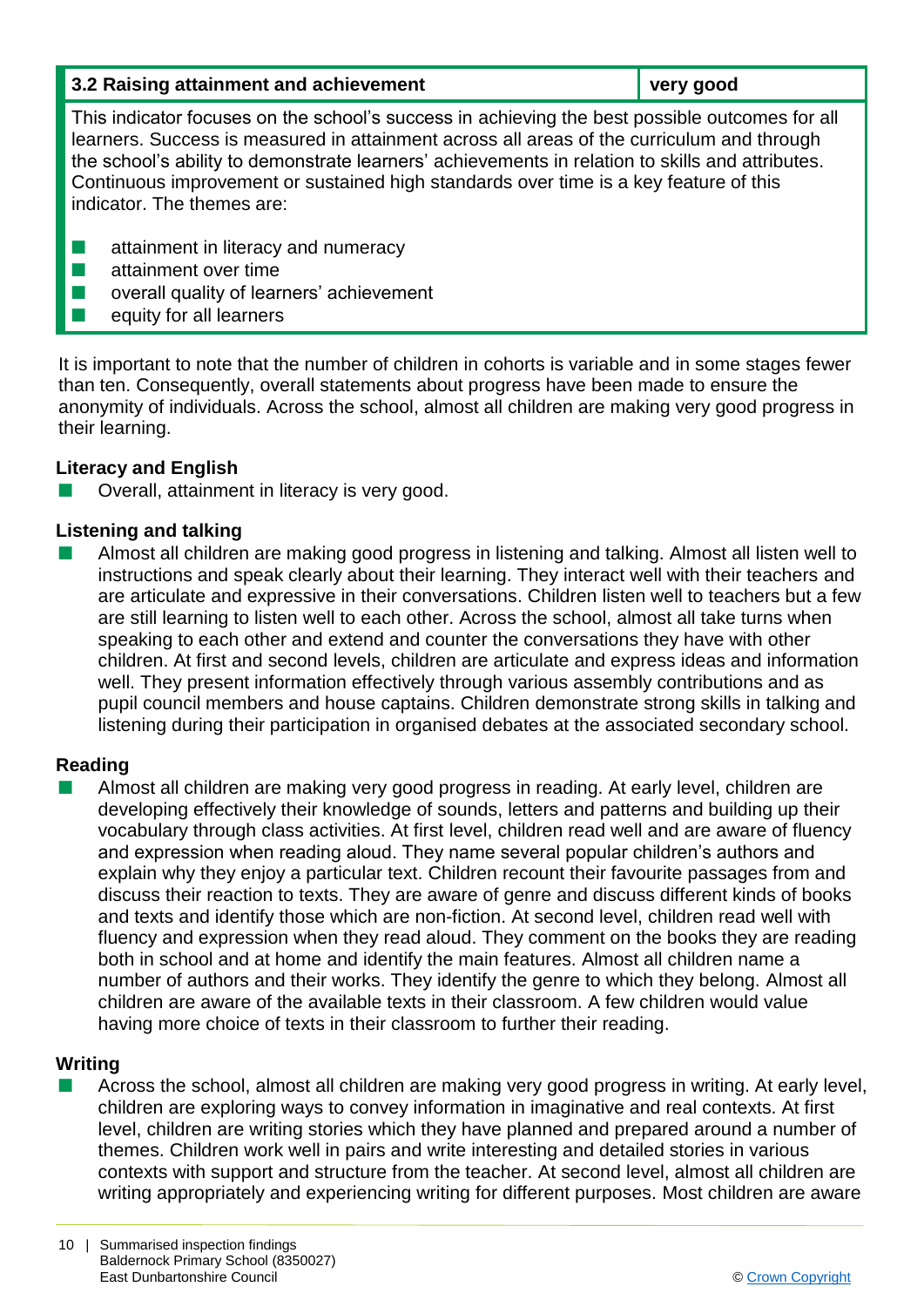| 3.2 Raising attainment and achievement | very good |
|---|---|

This indicator focuses on the school's success in achieving the best possible outcomes for all learners. Success is measured in attainment across all areas of the curriculum and through the school's ability to demonstrate learners' achievements in relation to skills and attributes. Continuous improvement or sustained high standards over time is a key feature of this indicator. The themes are:

- attainment in literacy and numeracy
- attainment over time
- overall quality of learners' achievement
- equity for all learners

It is important to note that the number of children in cohorts is variable and in some stages fewer than ten. Consequently, overall statements about progress have been made to ensure the anonymity of individuals. Across the school, almost all children are making very good progress in their learning.

**Literacy and English**

- Overall, attainment in literacy is very good.

**Listening and talking**

- Almost all children are making good progress in listening and talking. Almost all listen well to instructions and speak clearly about their learning. They interact well with their teachers and are articulate and expressive in their conversations. Children listen well to teachers but a few are still learning to listen well to each other. Across the school, almost all take turns when speaking to each other and extend and counter the conversations they have with other children. At first and second levels, children are articulate and express ideas and information well. They present information effectively through various assembly contributions and as pupil council members and house captains. Children demonstrate strong skills in talking and listening during their participation in organised debates at the associated secondary school.

**Reading**

- Almost all children are making very good progress in reading. At early level, children are developing effectively their knowledge of sounds, letters and patterns and building up their vocabulary through class activities. At first level, children read well and are aware of fluency and expression when reading aloud. They name several popular children's authors and explain why they enjoy a particular text. Children recount their favourite passages from and discuss their reaction to texts. They are aware of genre and discuss different kinds of books and texts and identify those which are non-fiction. At second level, children read well with fluency and expression when they read aloud. They comment on the books they are reading both in school and at home and identify the main features. Almost all children name a number of authors and their works. They identify the genre to which they belong. Almost all children are aware of the available texts in their classroom. A few children would value having more choice of texts in their classroom to further their reading.

**Writing**

- Across the school, almost all children are making very good progress in writing. At early level, children are exploring ways to convey information in imaginative and real contexts. At first level, children are writing stories which they have planned and prepared around a number of themes. Children work well in pairs and write interesting and detailed stories in various contexts with support and structure from the teacher. At second level, almost all children are writing appropriately and experiencing writing for different purposes. Most children are aware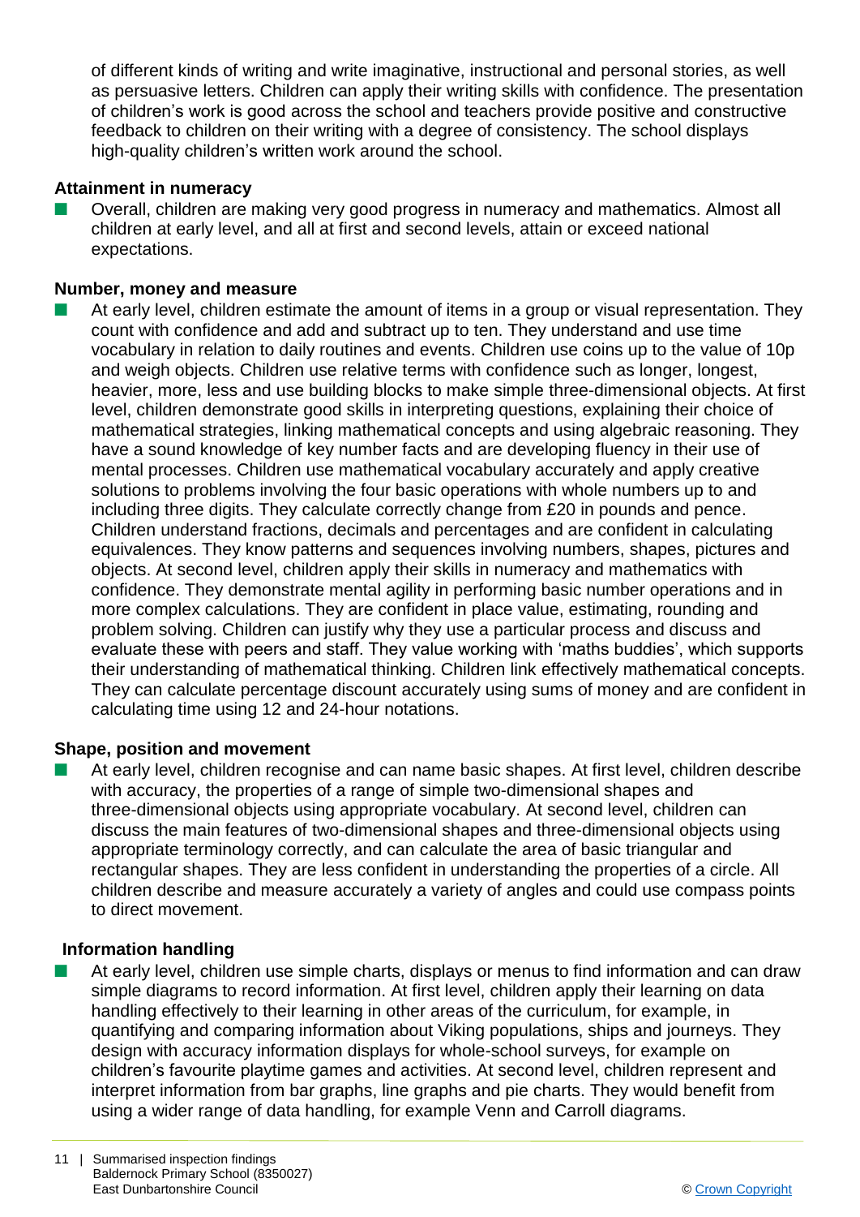of different kinds of writing and write imaginative, instructional and personal stories, as well as persuasive letters. Children can apply their writing skills with confidence. The presentation of children's work is good across the school and teachers provide positive and constructive feedback to children on their writing with a degree of consistency. The school displays high-quality children's written work around the school.

**Attainment in numeracy**

- Overall, children are making very good progress in numeracy and mathematics. Almost all children at early level, and all at first and second levels, attain or exceed national expectations.

**Number, money and measure**

- At early level, children estimate the amount of items in a group or visual representation. They count with confidence and add and subtract up to ten. They understand and use time vocabulary in relation to daily routines and events. Children use coins up to the value of 10p and weigh objects. Children use relative terms with confidence such as longer, longest, heavier, more, less and use building blocks to make simple three-dimensional objects. At first level, children demonstrate good skills in interpreting questions, explaining their choice of mathematical strategies, linking mathematical concepts and using algebraic reasoning. They have a sound knowledge of key number facts and are developing fluency in their use of mental processes. Children use mathematical vocabulary accurately and apply creative solutions to problems involving the four basic operations with whole numbers up to and including three digits. They calculate correctly change from £20 in pounds and pence. Children understand fractions, decimals and percentages and are confident in calculating equivalences. They know patterns and sequences involving numbers, shapes, pictures and objects. At second level, children apply their skills in numeracy and mathematics with confidence. They demonstrate mental agility in performing basic number operations and in more complex calculations. They are confident in place value, estimating, rounding and problem solving. Children can justify why they use a particular process and discuss and evaluate these with peers and staff. They value working with 'maths buddies', which supports their understanding of mathematical thinking. Children link effectively mathematical concepts. They can calculate percentage discount accurately using sums of money and are confident in calculating time using 12 and 24-hour notations.

**Shape, position and movement**

- At early level, children recognise and can name basic shapes. At first level, children describe with accuracy, the properties of a range of simple two-dimensional shapes and three-dimensional objects using appropriate vocabulary. At second level, children can discuss the main features of two-dimensional shapes and three-dimensional objects using appropriate terminology correctly, and can calculate the area of basic triangular and rectangular shapes. They are less confident in understanding the properties of a circle. All children describe and measure accurately a variety of angles and could use compass points to direct movement.

**Information handling**

- At early level, children use simple charts, displays or menus to find information and can draw simple diagrams to record information. At first level, children apply their learning on data handling effectively to their learning in other areas of the curriculum, for example, in quantifying and comparing information about Viking populations, ships and journeys. They design with accuracy information displays for whole-school surveys, for example on children's favourite playtime games and activities. At second level, children represent and interpret information from bar graphs, line graphs and pie charts. They would benefit from using a wider range of data handling, for example Venn and Carroll diagrams.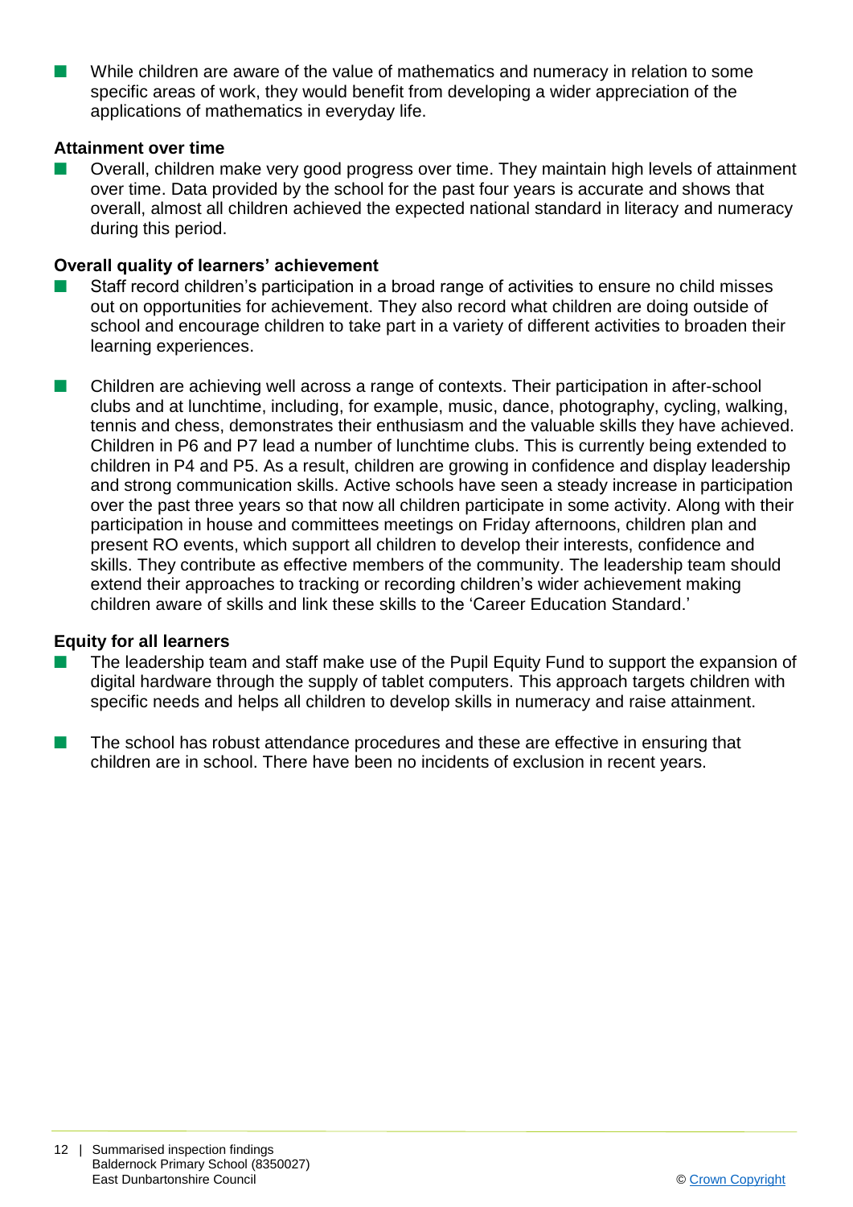- While children are aware of the value of mathematics and numeracy in relation to some specific areas of work, they would benefit from developing a wider appreciation of the applications of mathematics in everyday life.

**Attainment over time**

- Overall, children make very good progress over time. They maintain high levels of attainment over time. Data provided by the school for the past four years is accurate and shows that overall, almost all children achieved the expected national standard in literacy and numeracy during this period.

**Overall quality of learners' achievement**

- Staff record children's participation in a broad range of activities to ensure no child misses out on opportunities for achievement. They also record what children are doing outside of school and encourage children to take part in a variety of different activities to broaden their learning experiences.

- Children are achieving well across a range of contexts. Their participation in after-school clubs and at lunchtime, including, for example, music, dance, photography, cycling, walking, tennis and chess, demonstrates their enthusiasm and the valuable skills they have achieved. Children in P6 and P7 lead a number of lunchtime clubs. This is currently being extended to children in P4 and P5. As a result, children are growing in confidence and display leadership and strong communication skills. Active schools have seen a steady increase in participation over the past three years so that now all children participate in some activity. Along with their participation in house and committees meetings on Friday afternoons, children plan and present RO events, which support all children to develop their interests, confidence and skills. They contribute as effective members of the community. The leadership team should extend their approaches to tracking or recording children's wider achievement making children aware of skills and link these skills to the 'Career Education Standard.'

**Equity for all learners**

- The leadership team and staff make use of the Pupil Equity Fund to support the expansion of digital hardware through the supply of tablet computers. This approach targets children with specific needs and helps all children to develop skills in numeracy and raise attainment.

- The school has robust attendance procedures and these are effective in ensuring that children are in school. There have been no incidents of exclusion in recent years.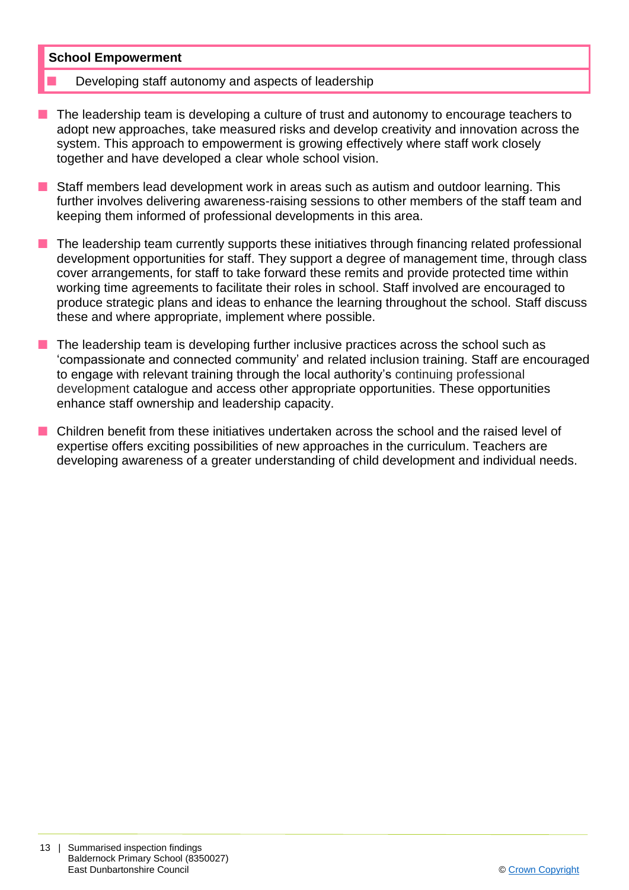| **School Empowerment** |
| --- |
| - Developing staff autonomy and aspects of leadership |

- The leadership team is developing a culture of trust and autonomy to encourage teachers to adopt new approaches, take measured risks and develop creativity and innovation across the system. This approach to empowerment is growing effectively where staff work closely together and have developed a clear whole school vision.
- Staff members lead development work in areas such as autism and outdoor learning. This further involves delivering awareness-raising sessions to other members of the staff team and keeping them informed of professional developments in this area.
- The leadership team currently supports these initiatives through financing related professional development opportunities for staff. They support a degree of management time, through class cover arrangements, for staff to take forward these remits and provide protected time within working time agreements to facilitate their roles in school. Staff involved are encouraged to produce strategic plans and ideas to enhance the learning throughout the school. Staff discuss these and where appropriate, implement where possible.
- The leadership team is developing further inclusive practices across the school such as 'compassionate and connected community' and related inclusion training. Staff are encouraged to engage with relevant training through the local authority's continuing professional development catalogue and access other appropriate opportunities. These opportunities enhance staff ownership and leadership capacity.
- Children benefit from these initiatives undertaken across the school and the raised level of expertise offers exciting possibilities of new approaches in the curriculum. Teachers are developing awareness of a greater understanding of child development and individual needs.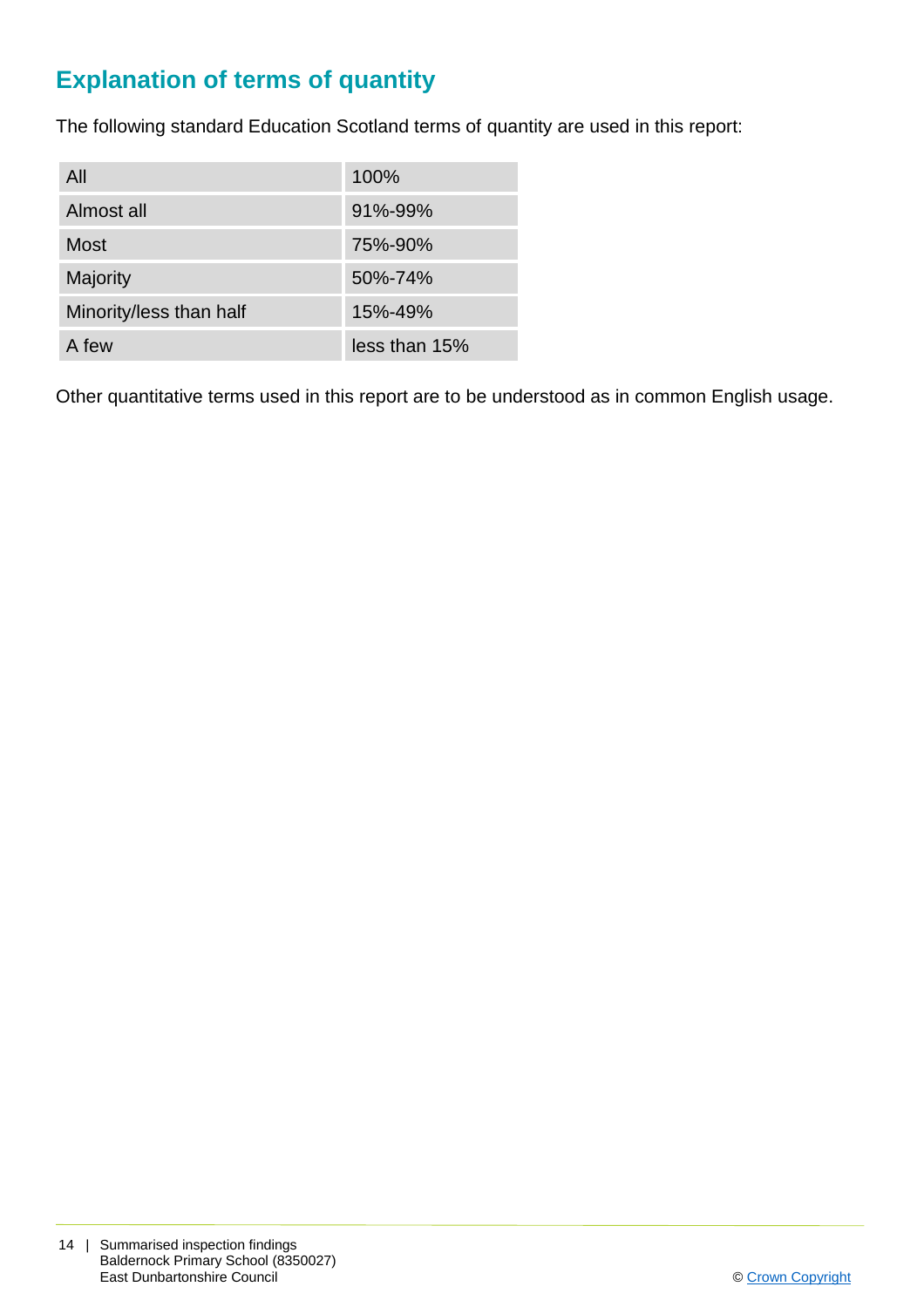## Explanation of terms of quantity

The following standard Education Scotland terms of quantity are used in this report:

| | |
|---|---|
| All | 100% |
| Almost all | 91%-99% |
| Most | 75%-90% |
| Majority | 50%-74% |
| Minority/less than half | 15%-49% |
| A few | less than 15% |

Other quantitative terms used in this report are to be understood as in common English usage.